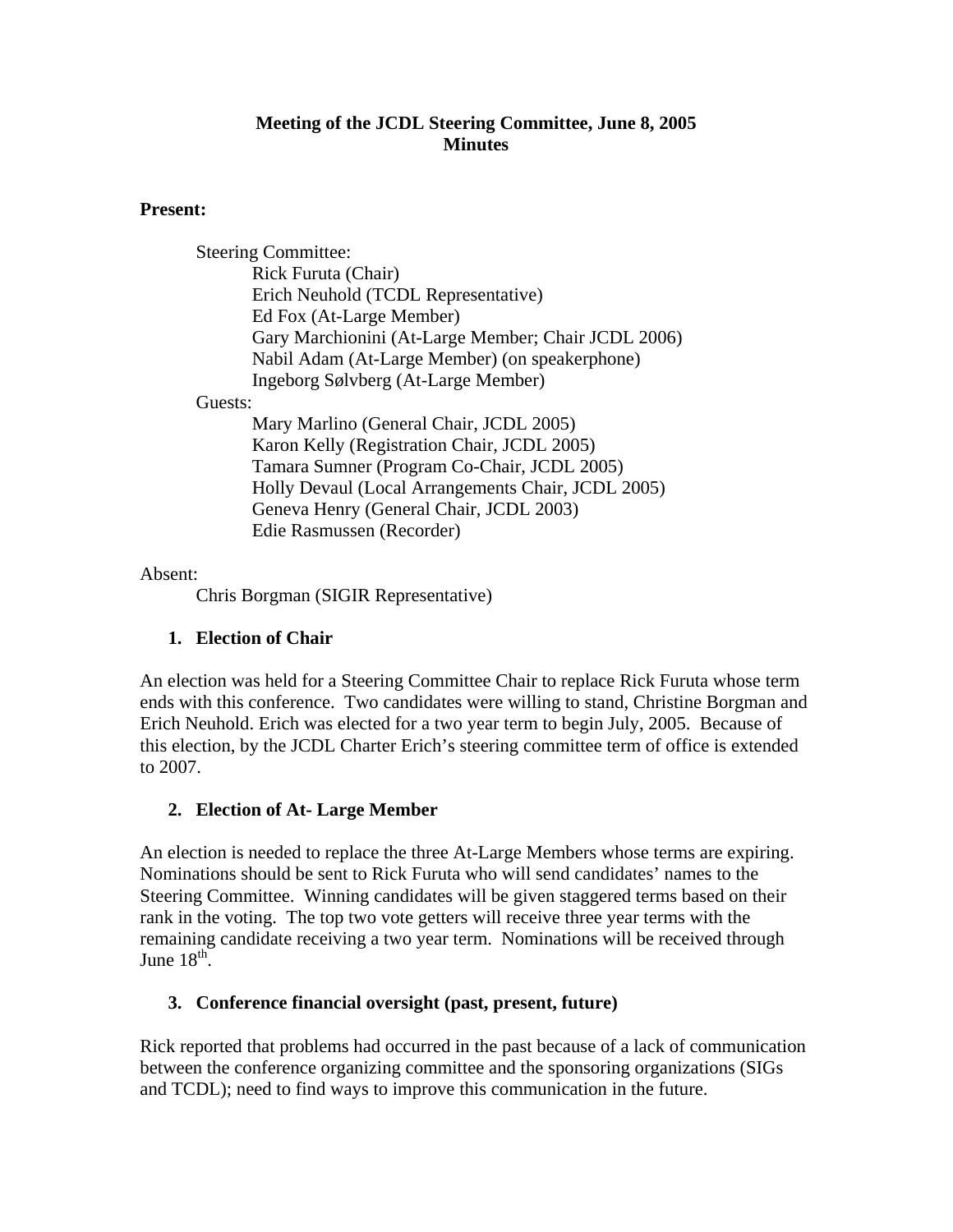# Meeting of the JCDL Steering Committee, June 8, 2005
## Minutes

**Present:**

- Steering Committee:
  - Rick Furuta (Chair)
  - Erich Neuhold (TCDL Representative)
  - Ed Fox (At-Large Member)
  - Gary Marchionini (At-Large Member; Chair JCDL 2006)
  - Nabil Adam (At-Large Member) (on speakerphone)
  - Ingeborg Sølvberg (At-Large Member)
- Guests:
  - Mary Marlino (General Chair, JCDL 2005)
  - Karon Kelly (Registration Chair, JCDL 2005)
  - Tamara Sumner (Program Co-Chair, JCDL 2005)
  - Holly Devaul (Local Arrangements Chair, JCDL 2005)
  - Geneva Henry (General Chair, JCDL 2003)
  - Edie Rasmussen (Recorder)

Absent:

- Chris Borgman (SIGIR Representative)

### 1. Election of Chair

An election was held for a Steering Committee Chair to replace Rick Furuta whose term ends with this conference. Two candidates were willing to stand, Christine Borgman and Erich Neuhold. Erich was elected for a two year term to begin July, 2005. Because of this election, by the JCDL Charter Erich's steering committee term of office is extended to 2007.

### 2. Election of At- Large Member

An election is needed to replace the three At-Large Members whose terms are expiring. Nominations should be sent to Rick Furuta who will send candidates' names to the Steering Committee. Winning candidates will be given staggered terms based on their rank in the voting. The top two vote getters will receive three year terms with the remaining candidate receiving a two year term. Nominations will be received through June 18th.

### 3. Conference financial oversight (past, present, future)

Rick reported that problems had occurred in the past because of a lack of communication between the conference organizing committee and the sponsoring organizations (SIGs and TCDL); need to find ways to improve this communication in the future.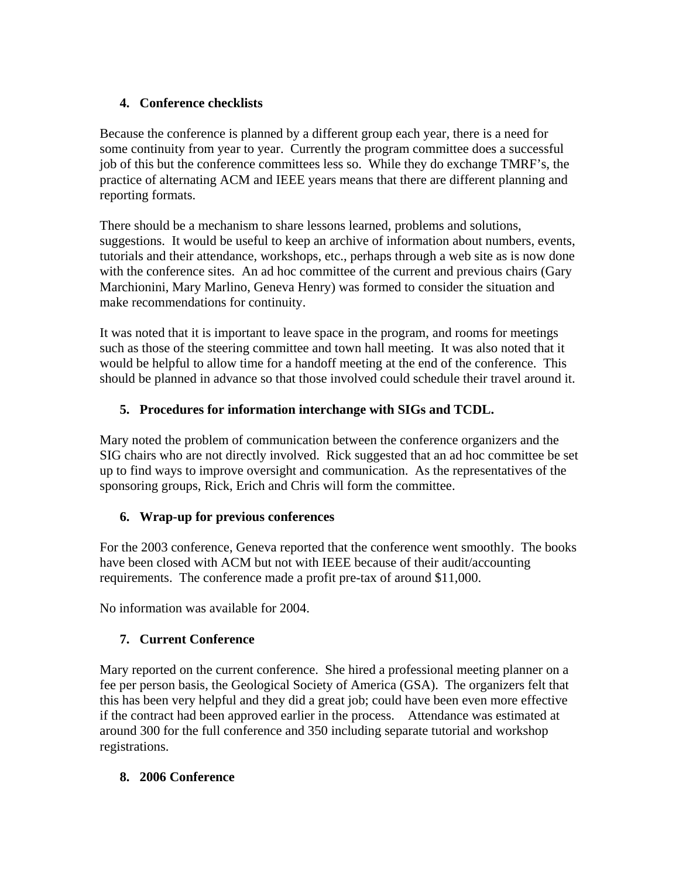4. **Conference checklists**

Because the conference is planned by a different group each year, there is a need for some continuity from year to year. Currently the program committee does a successful job of this but the conference committees less so. While they do exchange TMRF's, the practice of alternating ACM and IEEE years means that there are different planning and reporting formats.

There should be a mechanism to share lessons learned, problems and solutions, suggestions. It would be useful to keep an archive of information about numbers, events, tutorials and their attendance, workshops, etc., perhaps through a web site as is now done with the conference sites. An ad hoc committee of the current and previous chairs (Gary Marchionini, Mary Marlino, Geneva Henry) was formed to consider the situation and make recommendations for continuity.

It was noted that it is important to leave space in the program, and rooms for meetings such as those of the steering committee and town hall meeting. It was also noted that it would be helpful to allow time for a handoff meeting at the end of the conference. This should be planned in advance so that those involved could schedule their travel around it.

5. **Procedures for information interchange with SIGs and TCDL.**

Mary noted the problem of communication between the conference organizers and the SIG chairs who are not directly involved. Rick suggested that an ad hoc committee be set up to find ways to improve oversight and communication. As the representatives of the sponsoring groups, Rick, Erich and Chris will form the committee.

6. **Wrap-up for previous conferences**

For the 2003 conference, Geneva reported that the conference went smoothly. The books have been closed with ACM but not with IEEE because of their audit/accounting requirements. The conference made a profit pre-tax of around $11,000.

No information was available for 2004.

7. **Current Conference**

Mary reported on the current conference. She hired a professional meeting planner on a fee per person basis, the Geological Society of America (GSA). The organizers felt that this has been very helpful and they did a great job; could have been even more effective if the contract had been approved earlier in the process. Attendance was estimated at around 300 for the full conference and 350 including separate tutorial and workshop registrations.

8. **2006 Conference**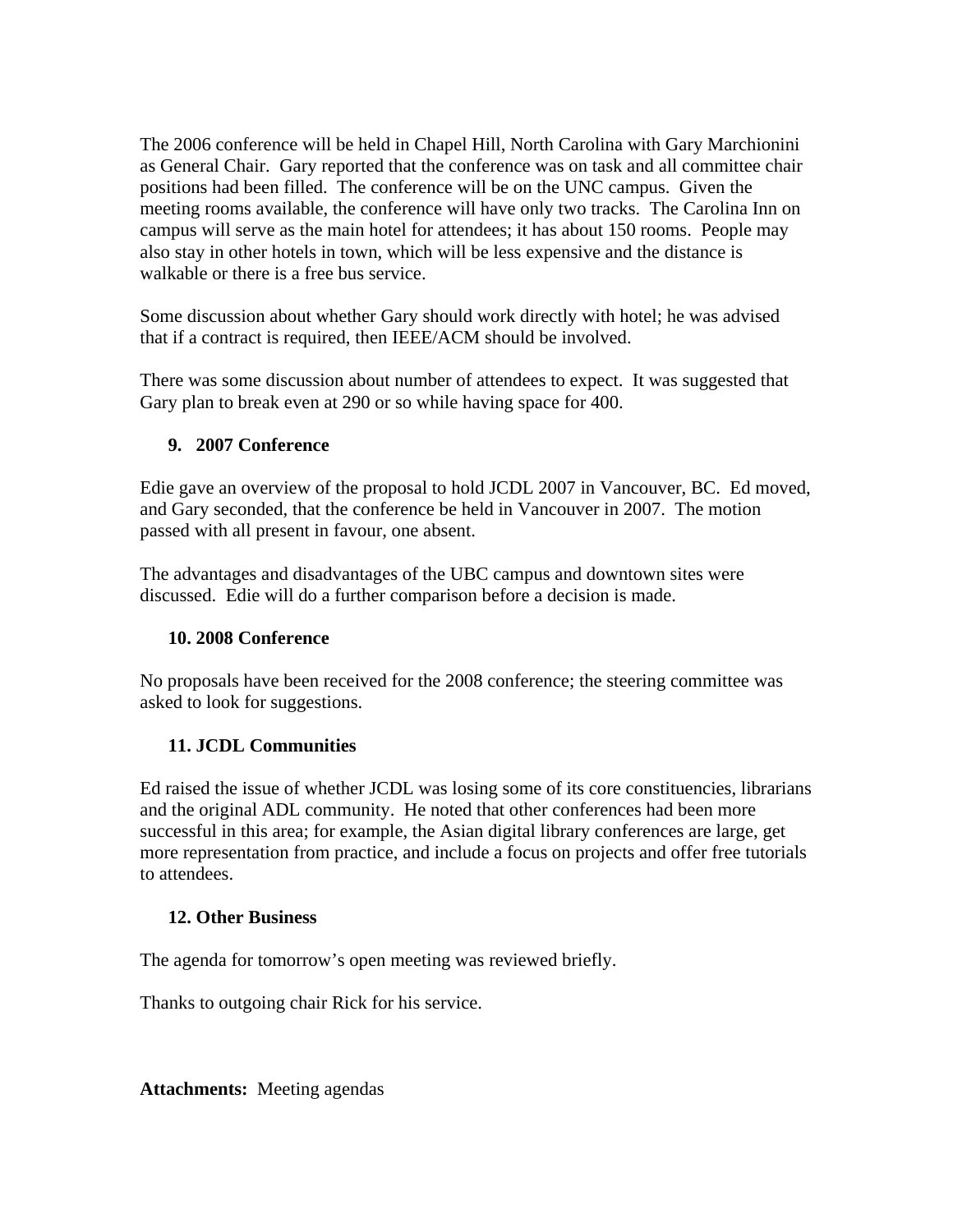The 2006 conference will be held in Chapel Hill, North Carolina with Gary Marchionini as General Chair. Gary reported that the conference was on task and all committee chair positions had been filled. The conference will be on the UNC campus. Given the meeting rooms available, the conference will have only two tracks. The Carolina Inn on campus will serve as the main hotel for attendees; it has about 150 rooms. People may also stay in other hotels in town, which will be less expensive and the distance is walkable or there is a free bus service.

Some discussion about whether Gary should work directly with hotel; he was advised that if a contract is required, then IEEE/ACM should be involved.

There was some discussion about number of attendees to expect. It was suggested that Gary plan to break even at 290 or so while having space for 400.

**9. 2007 Conference**

Edie gave an overview of the proposal to hold JCDL 2007 in Vancouver, BC. Ed moved, and Gary seconded, that the conference be held in Vancouver in 2007. The motion passed with all present in favour, one absent.

The advantages and disadvantages of the UBC campus and downtown sites were discussed. Edie will do a further comparison before a decision is made.

**10. 2008 Conference**

No proposals have been received for the 2008 conference; the steering committee was asked to look for suggestions.

**11. JCDL Communities**

Ed raised the issue of whether JCDL was losing some of its core constituencies, librarians and the original ADL community. He noted that other conferences had been more successful in this area; for example, the Asian digital library conferences are large, get more representation from practice, and include a focus on projects and offer free tutorials to attendees.

**12. Other Business**

The agenda for tomorrow's open meeting was reviewed briefly.

Thanks to outgoing chair Rick for his service.

**Attachments:** Meeting agendas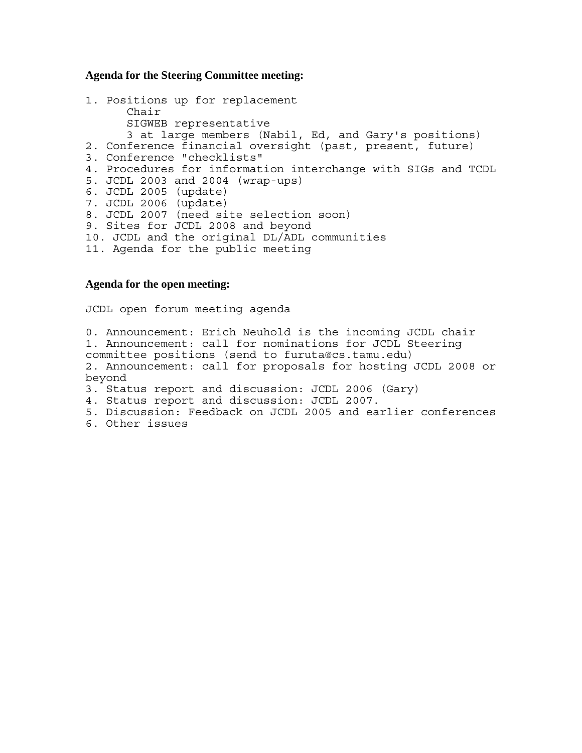**Agenda for the Steering Committee meeting:**

1. Positions up for replacement
   - Chair
   - SIGWEB representative
   - 3 at large members (Nabil, Ed, and Gary's positions)
2. Conference financial oversight (past, present, future)
3. Conference "checklists"
4. Procedures for information interchange with SIGs and TCDL
5. JCDL 2003 and 2004 (wrap-ups)
6. JCDL 2005 (update)
7. JCDL 2006 (update)
8. JCDL 2007 (need site selection soon)
9. Sites for JCDL 2008 and beyond
10. JCDL and the original DL/ADL communities
11. Agenda for the public meeting

**Agenda for the open meeting:**

JCDL open forum meeting agenda

0. Announcement: Erich Neuhold is the incoming JCDL chair
1. Announcement: call for nominations for JCDL Steering committee positions (send to furuta@cs.tamu.edu)
2. Announcement: call for proposals for hosting JCDL 2008 or beyond
3. Status report and discussion: JCDL 2006 (Gary)
4. Status report and discussion: JCDL 2007.
5. Discussion: Feedback on JCDL 2005 and earlier conferences
6. Other issues